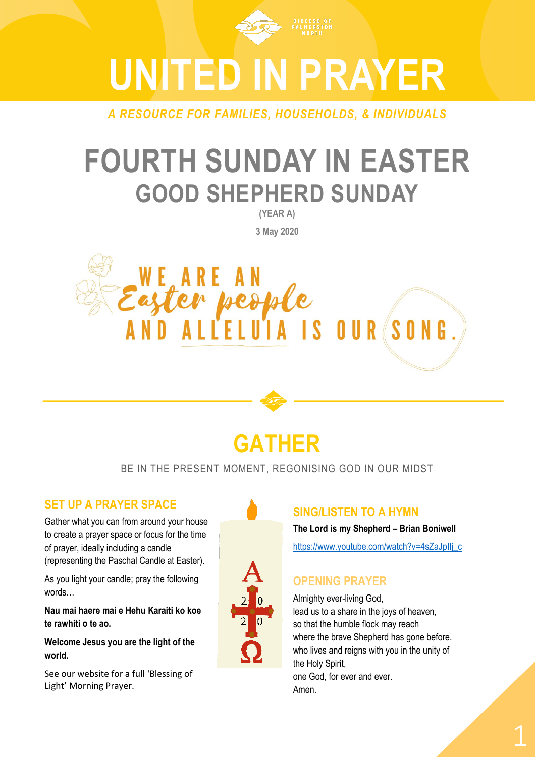DIOCESE OF PALMERSTON NORTH

# UNITED IN PRAYER

*A RESOURCE FOR FAMILIES, HOUSEHOLDS, & INDIVIDUALS*

# FOURTH SUNDAY IN EASTER
## GOOD SHEPHERD SUNDAY

**(YEAR A)**

**3 May 2020**

WE ARE AN *Easter people* AND ALLELUIA IS OUR SONG.

# GATHER

BE IN THE PRESENT MOMENT, REGONISING GOD IN OUR MIDST

### SET UP A PRAYER SPACE

Gather what you can from around your house to create a prayer space or focus for the time of prayer, ideally including a candle (representing the Paschal Candle at Easter).

As you light your candle; pray the following words…

**Nau mai haere mai e Hehu Karaiti ko koe te rawhiti o te ao.**

**Welcome Jesus you are the light of the world.**

See our website for a full 'Blessing of Light' Morning Prayer.

### SING/LISTEN TO A HYMN

**The Lord is my Shepherd – Brian Boniwell**

https://www.youtube.com/watch?v=4sZaJpIlj_c

### OPENING PRAYER

Almighty ever-living God,
lead us to a share in the joys of heaven,
so that the humble flock may reach
where the brave Shepherd has gone before.
who lives and reigns with you in the unity of the Holy Spirit,
one God, for ever and ever.
Amen.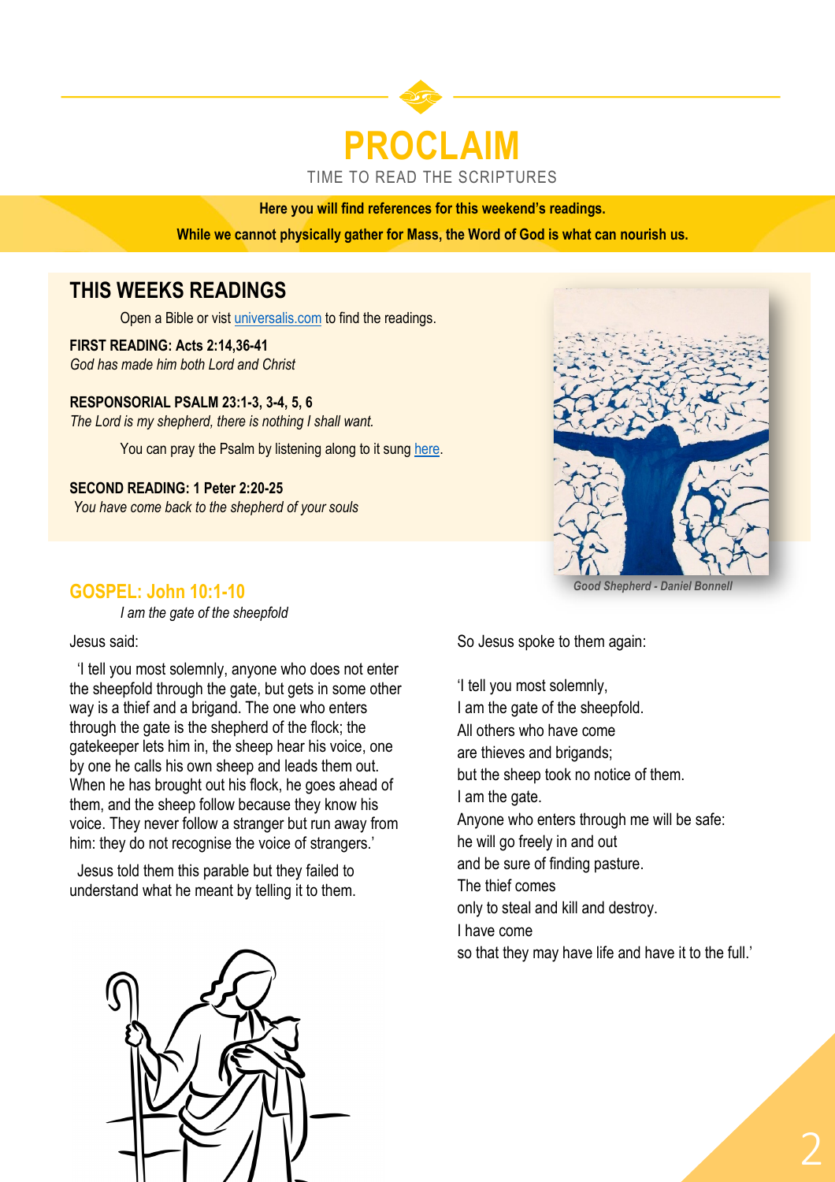# PROCLAIM

TIME TO READ THE SCRIPTURES

**Here you will find references for this weekend's readings.**

**While we cannot physically gather for Mass, the Word of God is what can nourish us.**

## THIS WEEKS READINGS

Open a Bible or visit [universalis.com](universalis.com) to find the readings.

**FIRST READING: Acts 2:14,36-41**
*God has made him both Lord and Christ*

**RESPONSORIAL PSALM 23:1-3, 3-4, 5, 6**
*The Lord is my shepherd, there is nothing I shall want.*

You can pray the Psalm by listening along to it sung here.

**SECOND READING: 1 Peter 2:20-25**
*You have come back to the shepherd of your souls*

*Good Shepherd - Daniel Bonnell*

## GOSPEL: John 10:1-10

*I am the gate of the sheepfold*

Jesus said:

'I tell you most solemnly, anyone who does not enter the sheepfold through the gate, but gets in some other way is a thief and a brigand. The one who enters through the gate is the shepherd of the flock; the gatekeeper lets him in, the sheep hear his voice, one by one he calls his own sheep and leads them out. When he has brought out his flock, he goes ahead of them, and the sheep follow because they know his voice. They never follow a stranger but run away from him: they do not recognise the voice of strangers.'

Jesus told them this parable but they failed to understand what he meant by telling it to them.

So Jesus spoke to them again:

'I tell you most solemnly,
I am the gate of the sheepfold.
All others who have come
are thieves and brigands;
but the sheep took no notice of them.
I am the gate.
Anyone who enters through me will be safe:
he will go freely in and out
and be sure of finding pasture.
The thief comes
only to steal and kill and destroy.
I have come
so that they may have life and have it to the full.'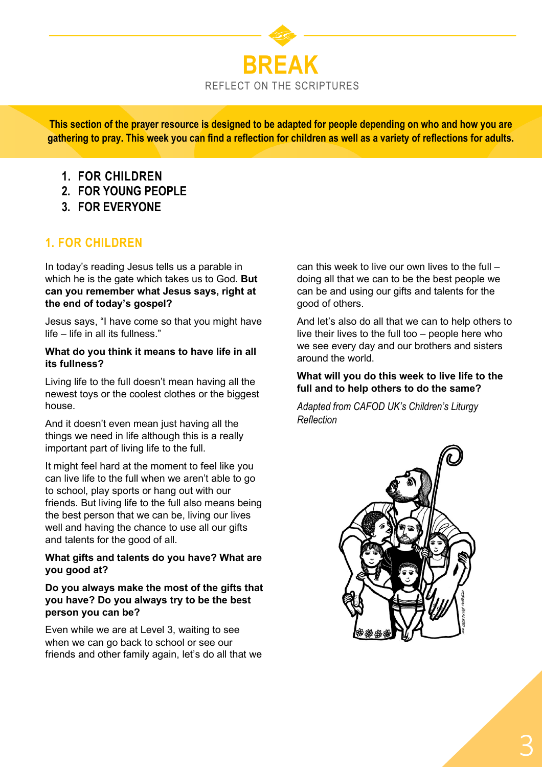# BREAK

REFLECT ON THE SCRIPTURES

**This section of the prayer resource is designed to be adapted for people depending on who and how you are gathering to pray. This week you can find a reflection for children as well as a variety of reflections for adults.**

1. **FOR CHILDREN**
2. **FOR YOUNG PEOPLE**
3. **FOR EVERYONE**

## 1. FOR CHILDREN

In today's reading Jesus tells us a parable in which he is the gate which takes us to God. **But can you remember what Jesus says, right at the end of today's gospel?**

Jesus says, "I have come so that you might have life – life in all its fullness."

**What do you think it means to have life in all its fullness?**

Living life to the full doesn't mean having all the newest toys or the coolest clothes or the biggest house.

And it doesn't even mean just having all the things we need in life although this is a really important part of living life to the full.

It might feel hard at the moment to feel like you can live life to the full when we aren't able to go to school, play sports or hang out with our friends. But living life to the full also means being the best person that we can be, living our lives well and having the chance to use all our gifts and talents for the good of all.

**What gifts and talents do you have? What are you good at?**

**Do you always make the most of the gifts that you have? Do you always try to be the best person you can be?**

Even while we are at Level 3, waiting to see when we can go back to school or see our friends and other family again, let's do all that we can this week to live our own lives to the full – doing all that we can to be the best people we can be and using our gifts and talents for the good of others.

And let's also do all that we can to help others to live their lives to the full too – people here who we see every day and our brothers and sisters around the world.

**What will you do this week to live life to the full and to help others to do the same?**

*Adapted from CAFOD UK's Children's Liturgy Reflection*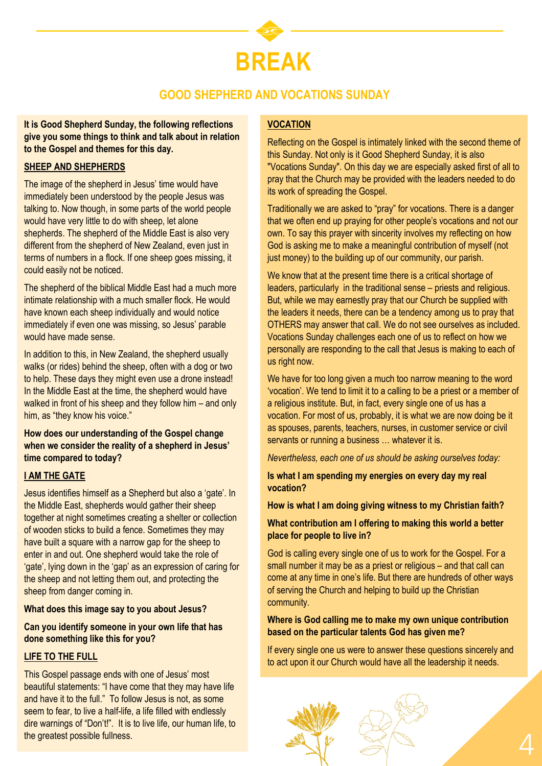# BREAK

## GOOD SHEPHERD AND VOCATIONS SUNDAY

**It is Good Shepherd Sunday, the following reflections give you some things to think and talk about in relation to the Gospel and themes for this day.**

### SHEEP AND SHEPHERDS

The image of the shepherd in Jesus' time would have immediately been understood by the people Jesus was talking to. Now though, in some parts of the world people would have very little to do with sheep, let alone shepherds. The shepherd of the Middle East is also very different from the shepherd of New Zealand, even just in terms of numbers in a flock. If one sheep goes missing, it could easily not be noticed.

The shepherd of the biblical Middle East had a much more intimate relationship with a much smaller flock. He would have known each sheep individually and would notice immediately if even one was missing, so Jesus' parable would have made sense.

In addition to this, in New Zealand, the shepherd usually walks (or rides) behind the sheep, often with a dog or two to help. These days they might even use a drone instead! In the Middle East at the time, the shepherd would have walked in front of his sheep and they follow him – and only him, as "they know his voice."

**How does our understanding of the Gospel change when we consider the reality of a shepherd in Jesus' time compared to today?**

### I AM THE GATE

Jesus identifies himself as a Shepherd but also a 'gate'. In the Middle East, shepherds would gather their sheep together at night sometimes creating a shelter or collection of wooden sticks to build a fence. Sometimes they may have built a square with a narrow gap for the sheep to enter in and out. One shepherd would take the role of 'gate', lying down in the 'gap' as an expression of caring for the sheep and not letting them out, and protecting the sheep from danger coming in.

**What does this image say to you about Jesus?**

**Can you identify someone in your own life that has done something like this for you?**

### LIFE TO THE FULL

This Gospel passage ends with one of Jesus' most beautiful statements: "I have come that they may have life and have it to the full." To follow Jesus is not, as some seem to fear, to live a half-life, a life filled with endlessly dire warnings of "Don't!". It is to live life, our human life, to the greatest possible fullness.

### VOCATION

Reflecting on the Gospel is intimately linked with the second theme of this Sunday. Not only is it Good Shepherd Sunday, it is also "Vocations Sunday". On this day we are especially asked first of all to pray that the Church may be provided with the leaders needed to do its work of spreading the Gospel.

Traditionally we are asked to "pray" for vocations. There is a danger that we often end up praying for other people's vocations and not our own. To say this prayer with sincerity involves my reflecting on how God is asking me to make a meaningful contribution of myself (not just money) to the building up of our community, our parish.

We know that at the present time there is a critical shortage of leaders, particularly in the traditional sense – priests and religious. But, while we may earnestly pray that our Church be supplied with the leaders it needs, there can be a tendency among us to pray that OTHERS may answer that call. We do not see ourselves as included. Vocations Sunday challenges each one of us to reflect on how we personally are responding to the call that Jesus is making to each of us right now.

We have for too long given a much too narrow meaning to the word 'vocation'. We tend to limit it to a calling to be a priest or a member of a religious institute. But, in fact, every single one of us has a vocation. For most of us, probably, it is what we are now doing be it as spouses, parents, teachers, nurses, in customer service or civil servants or running a business … whatever it is.

*Nevertheless, each one of us should be asking ourselves today:*

**Is what I am spending my energies on every day my real vocation?**

**How is what I am doing giving witness to my Christian faith?**

**What contribution am I offering to making this world a better place for people to live in?**

God is calling every single one of us to work for the Gospel. For a small number it may be as a priest or religious – and that call can come at any time in one's life. But there are hundreds of other ways of serving the Church and helping to build up the Christian community.

**Where is God calling me to make my own unique contribution based on the particular talents God has given me?**

If every single one us were to answer these questions sincerely and to act upon it our Church would have all the leadership it needs.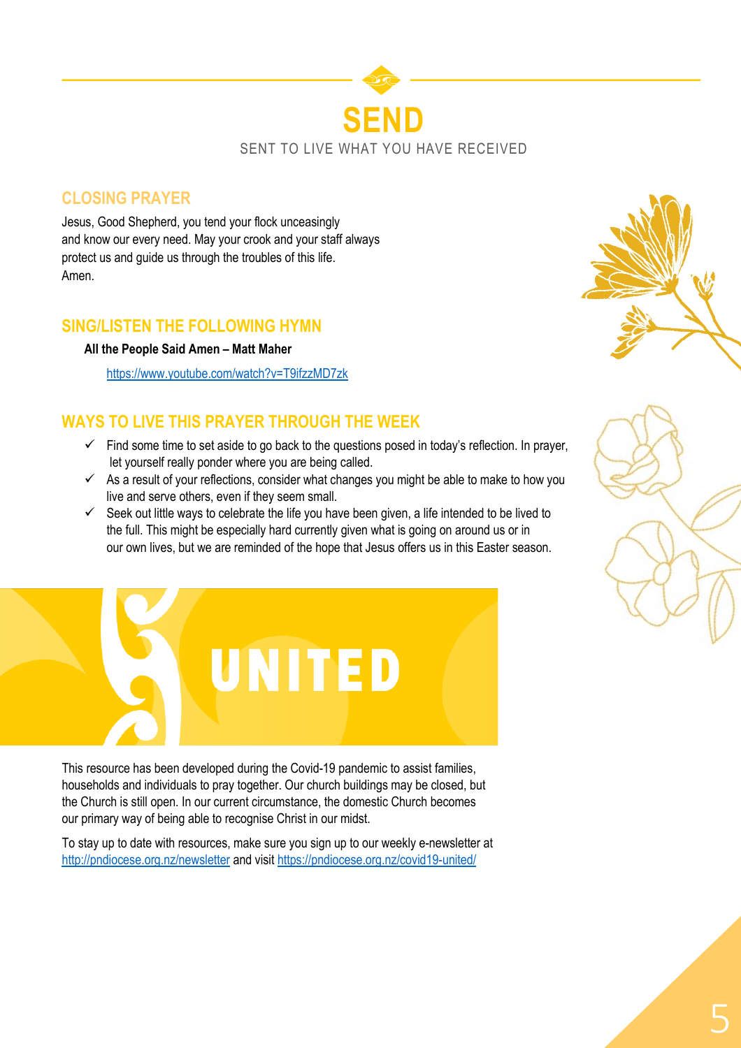# SEND

SENT TO LIVE WHAT YOU HAVE RECEIVED

## CLOSING PRAYER

Jesus, Good Shepherd, you tend your flock unceasingly
and know our every need. May your crook and your staff always
protect us and guide us through the troubles of this life.
Amen.

## SING/LISTEN THE FOLLOWING HYMN

**All the People Said Amen – Matt Maher**

https://www.youtube.com/watch?v=T9ifzzMD7zk

## WAYS TO LIVE THIS PRAYER THROUGH THE WEEK

- ✓ Find some time to set aside to go back to the questions posed in today's reflection. In prayer, let yourself really ponder where you are being called.
- ✓ As a result of your reflections, consider what changes you might be able to make to how you live and serve others, even if they seem small.
- ✓ Seek out little ways to celebrate the life you have been given, a life intended to be lived to the full. This might be especially hard currently given what is going on around us or in our own lives, but we are reminded of the hope that Jesus offers us in this Easter season.

UNITED

This resource has been developed during the Covid-19 pandemic to assist families, households and individuals to pray together. Our church buildings may be closed, but the Church is still open. In our current circumstance, the domestic Church becomes our primary way of being able to recognise Christ in our midst.

To stay up to date with resources, make sure you sign up to our weekly e-newsletter at http://pndiocese.org.nz/newsletter and visit https://pndiocese.org.nz/covid19-united/